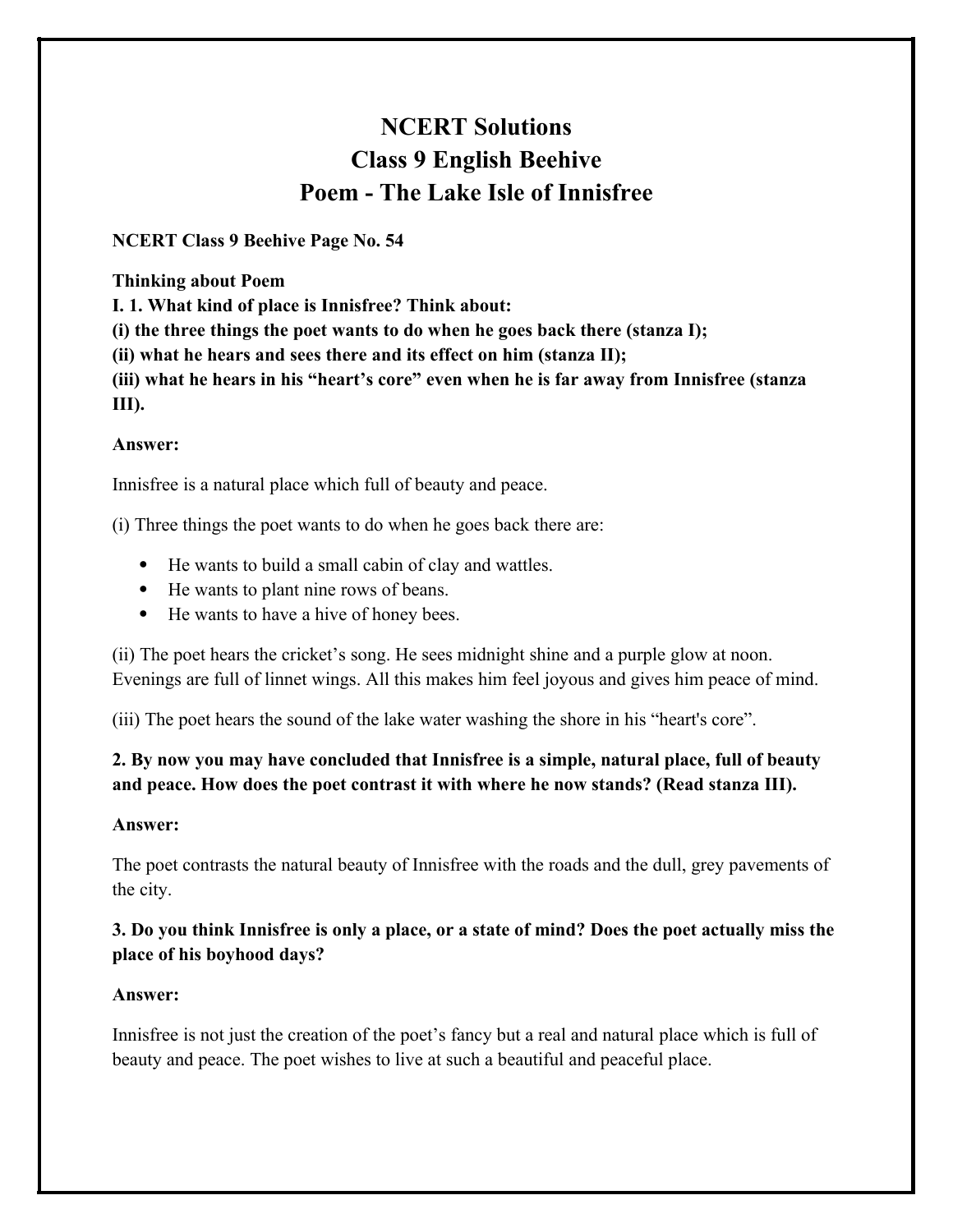# NCERT Solutions
# Class 9 English Beehive
# Poem - The Lake Isle of Innisfree

**NCERT Class 9 Beehive Page No. 54**

**Thinking about Poem**

**I. 1. What kind of place is Innisfree? Think about:**
**(i) the three things the poet wants to do when he goes back there (stanza I);**
**(ii) what he hears and sees there and its effect on him (stanza II);**
**(iii) what he hears in his "heart's core" even when he is far away from Innisfree (stanza III).**

**Answer:**

Innisfree is a natural place which full of beauty and peace.

(i) Three things the poet wants to do when he goes back there are:

- He wants to build a small cabin of clay and wattles.
- He wants to plant nine rows of beans.
- He wants to have a hive of honey bees.

(ii) The poet hears the cricket's song. He sees midnight shine and a purple glow at noon. Evenings are full of linnet wings. All this makes him feel joyous and gives him peace of mind.

(iii) The poet hears the sound of the lake water washing the shore in his "heart's core".

**2. By now you may have concluded that Innisfree is a simple, natural place, full of beauty and peace. How does the poet contrast it with where he now stands? (Read stanza III).**

**Answer:**

The poet contrasts the natural beauty of Innisfree with the roads and the dull, grey pavements of the city.

**3. Do you think Innisfree is only a place, or a state of mind? Does the poet actually miss the place of his boyhood days?**

**Answer:**

Innisfree is not just the creation of the poet's fancy but a real and natural place which is full of beauty and peace. The poet wishes to live at such a beautiful and peaceful place.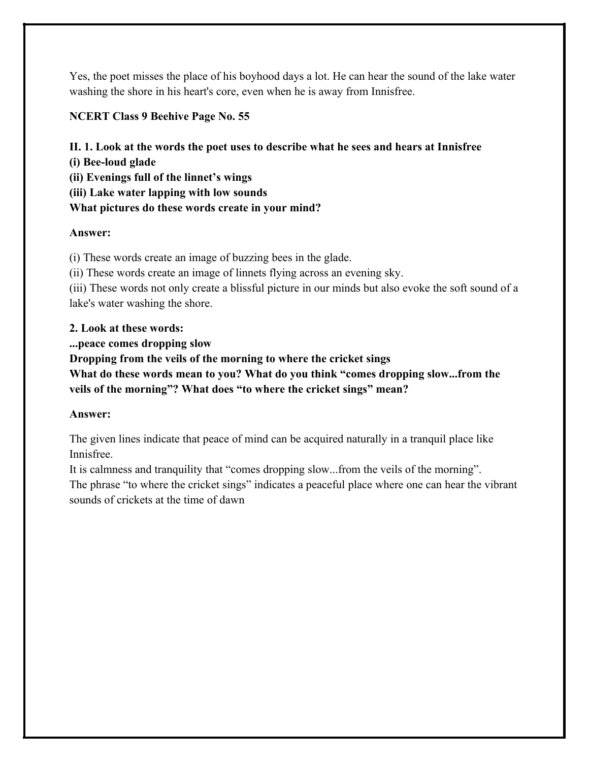Yes, the poet misses the place of his boyhood days a lot. He can hear the sound of the lake water washing the shore in his heart's core, even when he is away from Innisfree.

**NCERT Class 9 Beehive Page No. 55**

**II. 1. Look at the words the poet uses to describe what he sees and hears at Innisfree**
**(i) Bee-loud glade**
**(ii) Evenings full of the linnet's wings**
**(iii) Lake water lapping with low sounds**
**What pictures do these words create in your mind?**

**Answer:**

(i) These words create an image of buzzing bees in the glade.
(ii) These words create an image of linnets flying across an evening sky.
(iii) These words not only create a blissful picture in our minds but also evoke the soft sound of a lake's water washing the shore.

**2. Look at these words:**
**...peace comes dropping slow**
**Dropping from the veils of the morning to where the cricket sings**
**What do these words mean to you? What do you think "comes dropping slow...from the veils of the morning"? What does "to where the cricket sings" mean?**

**Answer:**

The given lines indicate that peace of mind can be acquired naturally in a tranquil place like Innisfree.
It is calmness and tranquility that "comes dropping slow...from the veils of the morning".
The phrase "to where the cricket sings" indicates a peaceful place where one can hear the vibrant sounds of crickets at the time of dawn